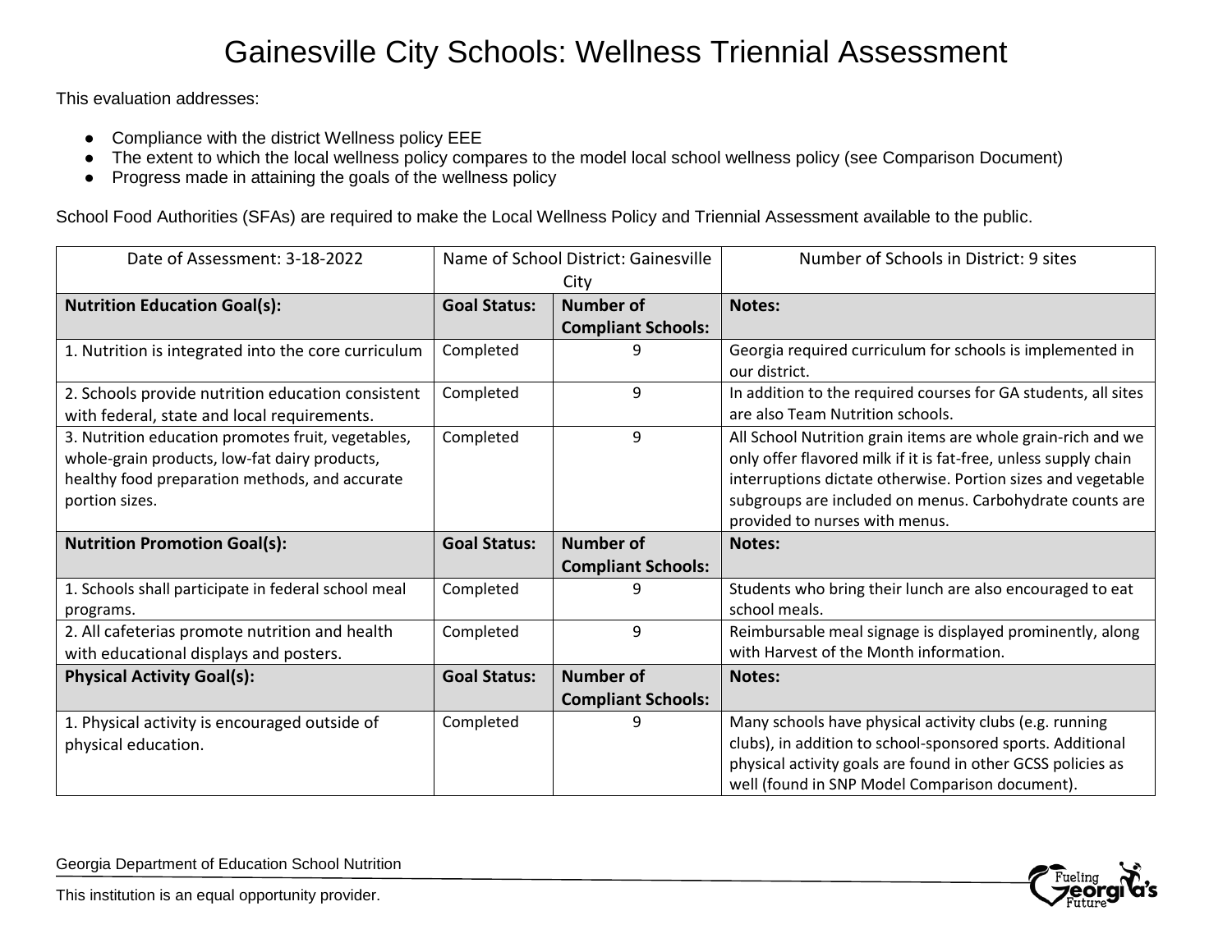# Gainesville City Schools: Wellness Triennial Assessment

This evaluation addresses:

- Compliance with the district Wellness policy EEE
- The extent to which the local wellness policy compares to the model local school wellness policy (see Comparison Document)
- Progress made in attaining the goals of the wellness policy

School Food Authorities (SFAs) are required to make the Local Wellness Policy and Triennial Assessment available to the public.

| Date of Assessment: 3-18-2022 | Name of School District: Gainesville City | | Number of Schools in District: 9 sites |
|---|---|---|---|
| **Nutrition Education Goal(s):** | **Goal Status:** | **Number of Compliant Schools:** | **Notes:** |
| 1. Nutrition is integrated into the core curriculum | Completed | 9 | Georgia required curriculum for schools is implemented in our district. |
| 2. Schools provide nutrition education consistent with federal, state and local requirements. | Completed | 9 | In addition to the required courses for GA students, all sites are also Team Nutrition schools. |
| 3. Nutrition education promotes fruit, vegetables, whole-grain products, low-fat dairy products, healthy food preparation methods, and accurate portion sizes. | Completed | 9 | All School Nutrition grain items are whole grain-rich and we only offer flavored milk if it is fat-free, unless supply chain interruptions dictate otherwise. Portion sizes and vegetable subgroups are included on menus. Carbohydrate counts are provided to nurses with menus. |
| **Nutrition Promotion Goal(s):** | **Goal Status:** | **Number of Compliant Schools:** | **Notes:** |
| 1. Schools shall participate in federal school meal programs. | Completed | 9 | Students who bring their lunch are also encouraged to eat school meals. |
| 2. All cafeterias promote nutrition and health with educational displays and posters. | Completed | 9 | Reimbursable meal signage is displayed prominently, along with Harvest of the Month information. |
| **Physical Activity Goal(s):** | **Goal Status:** | **Number of Compliant Schools:** | **Notes:** |
| 1. Physical activity is encouraged outside of physical education. | Completed | 9 | Many schools have physical activity clubs (e.g. running clubs), in addition to school-sponsored sports. Additional physical activity goals are found in other GCSS policies as well (found in SNP Model Comparison document). |

Georgia Department of Education School Nutrition

This institution is an equal opportunity provider.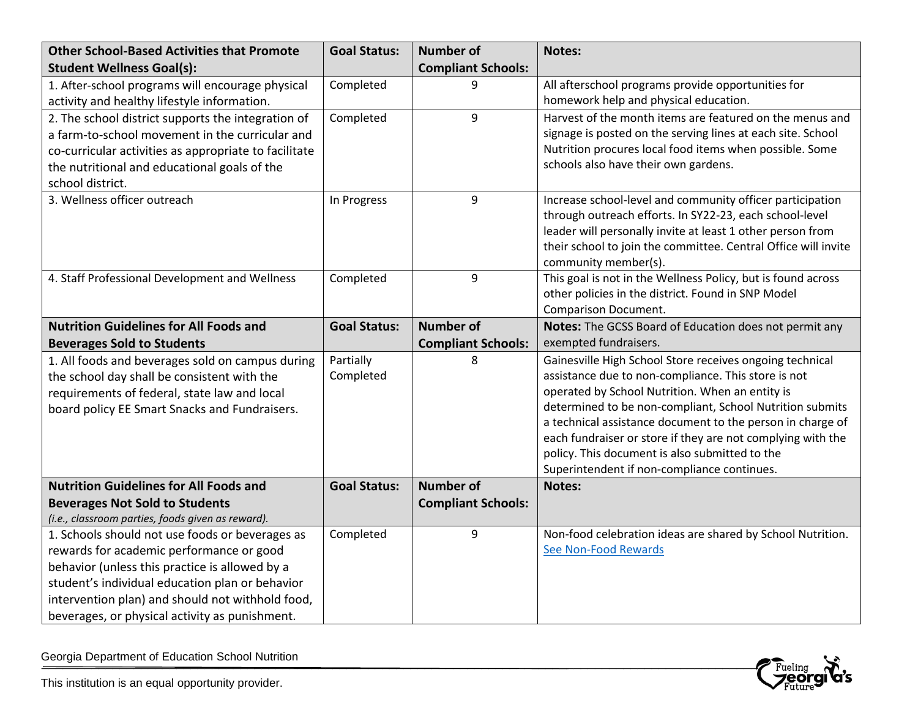| Other School-Based Activities that Promote Student Wellness Goal(s): | Goal Status: | Number of Compliant Schools: | Notes: |
|---|---|---|---|
| 1. After-school programs will encourage physical activity and healthy lifestyle information. | Completed | 9 | All afterschool programs provide opportunities for homework help and physical education. |
| 2. The school district supports the integration of a farm-to-school movement in the curricular and co-curricular activities as appropriate to facilitate the nutritional and educational goals of the school district. | Completed | 9 | Harvest of the month items are featured on the menus and signage is posted on the serving lines at each site. School Nutrition procures local food items when possible. Some schools also have their own gardens. |
| 3. Wellness officer outreach | In Progress | 9 | Increase school-level and community officer participation through outreach efforts. In SY22-23, each school-level leader will personally invite at least 1 other person from their school to join the committee. Central Office will invite community member(s). |
| 4. Staff Professional Development and Wellness | Completed | 9 | This goal is not in the Wellness Policy, but is found across other policies in the district. Found in SNP Model Comparison Document. |
| **Nutrition Guidelines for All Foods and Beverages Sold to Students** | **Goal Status:** | **Number of Compliant Schools:** | **Notes:** The GCSS Board of Education does not permit any exempted fundraisers. |
| 1. All foods and beverages sold on campus during the school day shall be consistent with the requirements of federal, state law and local board policy EE Smart Snacks and Fundraisers. | Partially Completed | 8 | Gainesville High School Store receives ongoing technical assistance due to non-compliance. This store is not operated by School Nutrition. When an entity is determined to be non-compliant, School Nutrition submits a technical assistance document to the person in charge of each fundraiser or store if they are not complying with the policy. This document is also submitted to the Superintendent if non-compliance continues. |
| **Nutrition Guidelines for All Foods and Beverages Not Sold to Students** *(i.e., classroom parties, foods given as reward).* | **Goal Status:** | **Number of Compliant Schools:** | **Notes:** |
| 1. Schools should not use foods or beverages as rewards for academic performance or good behavior (unless this practice is allowed by a student's individual education plan or behavior intervention plan) and should not withhold food, beverages, or physical activity as punishment. | Completed | 9 | Non-food celebration ideas are shared by School Nutrition. See Non-Food Rewards |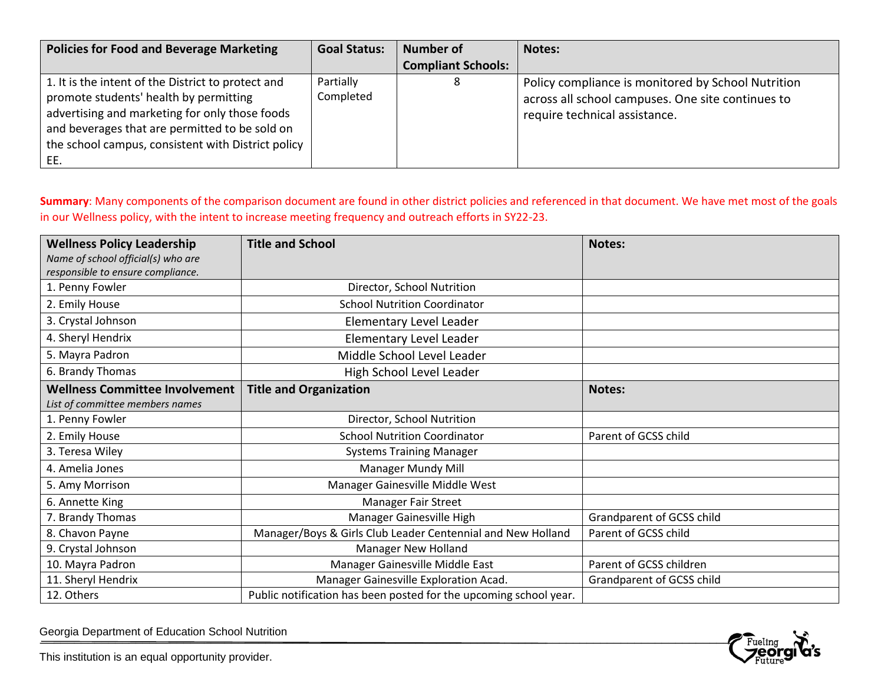| Policies for Food and Beverage Marketing | Goal Status: | Number of Compliant Schools: | Notes: |
| --- | --- | --- | --- |
| 1. It is the intent of the District to protect and promote students' health by permitting advertising and marketing for only those foods and beverages that are permitted to be sold on the school campus, consistent with District policy EE. | Partially Completed | 8 | Policy compliance is monitored by School Nutrition across all school campuses. One site continues to require technical assistance. |

**Summary**: Many components of the comparison document are found in other district policies and referenced in that document. We have met most of the goals in our Wellness policy, with the intent to increase meeting frequency and outreach efforts in SY22-23.

| **Wellness Policy Leadership** *Name of school official(s) who are responsible to ensure compliance.* | **Title and School** | **Notes:** |
| --- | --- | --- |
| 1. Penny Fowler | Director, School Nutrition | |
| 2. Emily House | School Nutrition Coordinator | |
| 3. Crystal Johnson | Elementary Level Leader | |
| 4. Sheryl Hendrix | Elementary Level Leader | |
| 5. Mayra Padron | Middle School Level Leader | |
| 6. Brandy Thomas | High School Level Leader | |
| **Wellness Committee Involvement** *List of committee members names* | **Title and Organization** | **Notes:** |
| 1. Penny Fowler | Director, School Nutrition | |
| 2. Emily House | School Nutrition Coordinator | Parent of GCSS child |
| 3. Teresa Wiley | Systems Training Manager | |
| 4. Amelia Jones | Manager Mundy Mill | |
| 5. Amy Morrison | Manager Gainesville Middle West | |
| 6. Annette King | Manager Fair Street | |
| 7. Brandy Thomas | Manager Gainesville High | Grandparent of GCSS child |
| 8. Chavon Payne | Manager/Boys & Girls Club Leader Centennial and New Holland | Parent of GCSS child |
| 9. Crystal Johnson | Manager New Holland | |
| 10. Mayra Padron | Manager Gainesville Middle East | Parent of GCSS children |
| 11. Sheryl Hendrix | Manager Gainesville Exploration Acad. | Grandparent of GCSS child |
| 12. Others | Public notification has been posted for the upcoming school year. | |

Georgia Department of Education School Nutrition

This institution is an equal opportunity provider.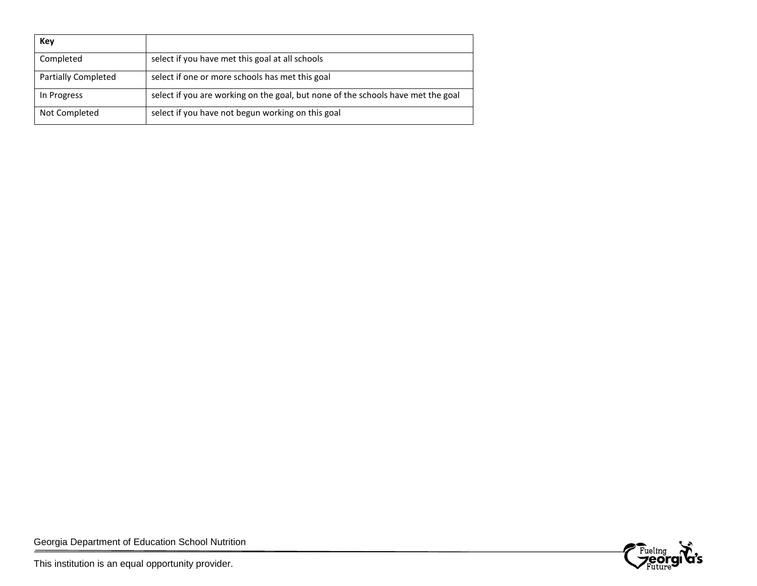| Key | |
|---|---|
| Completed | select if you have met this goal at all schools |
| Partially Completed | select if one or more schools has met this goal |
| In Progress | select if you are working on the goal, but none of the schools have met the goal |
| Not Completed | select if you have not begun working on this goal |